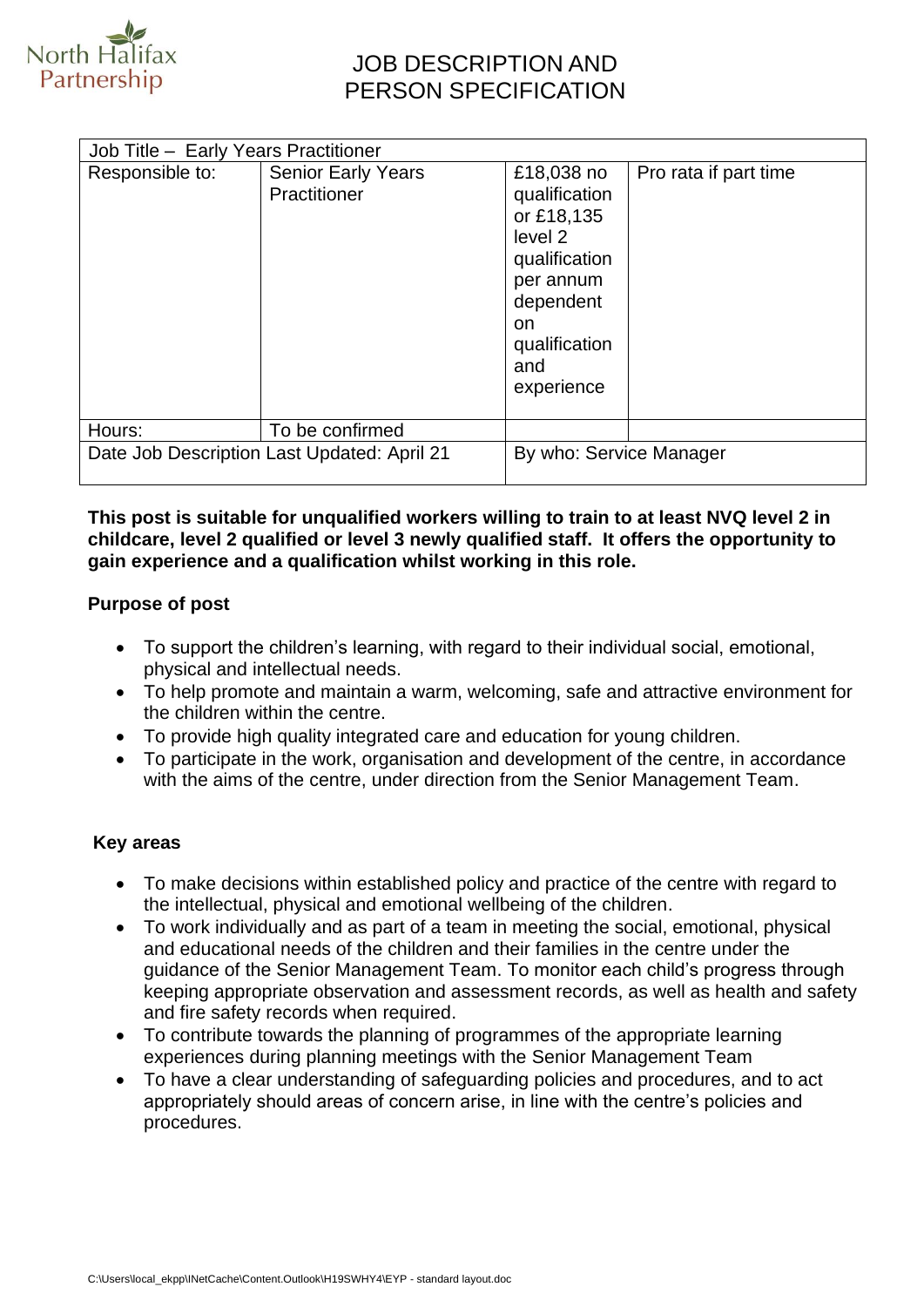# JOB DESCRIPTION AND PERSON SPECIFICATION

| Job Title – Early Years Practitioner | | | |
|---|---|---|---|
| Responsible to: | Senior Early Years Practitioner | £18,038 no qualification or £18,135 level 2 qualification per annum dependent on qualification and experience | Pro rata if part time |
| Hours: | To be confirmed | | |
| Date Job Description Last Updated: April 21 | | By who: Service Manager | |

**This post is suitable for unqualified workers willing to train to at least NVQ level 2 in childcare, level 2 qualified or level 3 newly qualified staff. It offers the opportunity to gain experience and a qualification whilst working in this role.**

**Purpose of post**

- To support the children's learning, with regard to their individual social, emotional, physical and intellectual needs.
- To help promote and maintain a warm, welcoming, safe and attractive environment for the children within the centre.
- To provide high quality integrated care and education for young children.
- To participate in the work, organisation and development of the centre, in accordance with the aims of the centre, under direction from the Senior Management Team.

**Key areas**

- To make decisions within established policy and practice of the centre with regard to the intellectual, physical and emotional wellbeing of the children.
- To work individually and as part of a team in meeting the social, emotional, physical and educational needs of the children and their families in the centre under the guidance of the Senior Management Team. To monitor each child's progress through keeping appropriate observation and assessment records, as well as health and safety and fire safety records when required.
- To contribute towards the planning of programmes of the appropriate learning experiences during planning meetings with the Senior Management Team
- To have a clear understanding of safeguarding policies and procedures, and to act appropriately should areas of concern arise, in line with the centre's policies and procedures.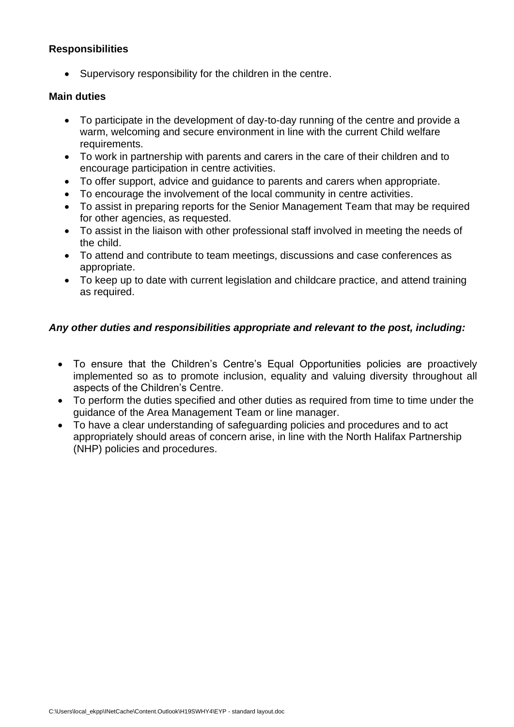**Responsibilities**

- Supervisory responsibility for the children in the centre.

**Main duties**

- To participate in the development of day-to-day running of the centre and provide a warm, welcoming and secure environment in line with the current Child welfare requirements.
- To work in partnership with parents and carers in the care of their children and to encourage participation in centre activities.
- To offer support, advice and guidance to parents and carers when appropriate.
- To encourage the involvement of the local community in centre activities.
- To assist in preparing reports for the Senior Management Team that may be required for other agencies, as requested.
- To assist in the liaison with other professional staff involved in meeting the needs of the child.
- To attend and contribute to team meetings, discussions and case conferences as appropriate.
- To keep up to date with current legislation and childcare practice, and attend training as required.

***Any other duties and responsibilities appropriate and relevant to the post, including:***

- To ensure that the Children's Centre's Equal Opportunities policies are proactively implemented so as to promote inclusion, equality and valuing diversity throughout all aspects of the Children's Centre.
- To perform the duties specified and other duties as required from time to time under the guidance of the Area Management Team or line manager.
- To have a clear understanding of safeguarding policies and procedures and to act appropriately should areas of concern arise, in line with the North Halifax Partnership (NHP) policies and procedures.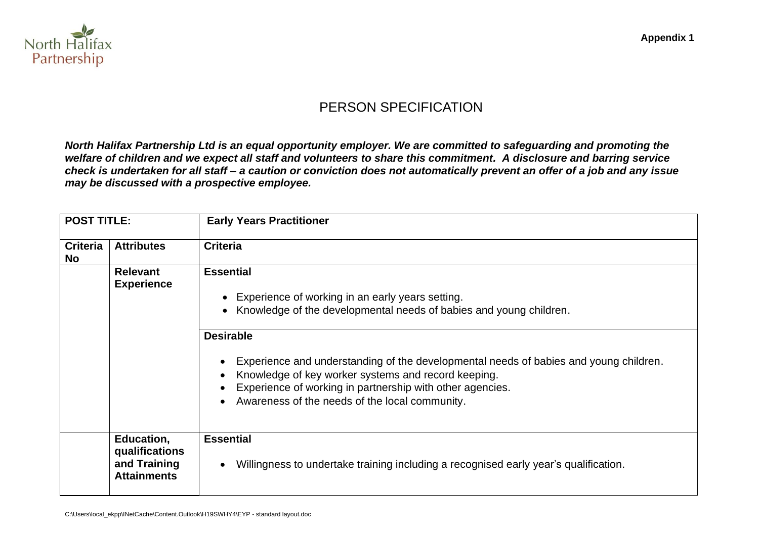North Halifax Partnership

Appendix 1

# PERSON SPECIFICATION

***North Halifax Partnership Ltd is an equal opportunity employer. We are committed to safeguarding and promoting the welfare of children and we expect all staff and volunteers to share this commitment. A disclosure and barring service check is undertaken for all staff – a caution or conviction does not automatically prevent an offer of a job and any issue may be discussed with a prospective employee.***

| **POST TITLE:** | | **Early Years Practitioner** |
|---|---|---|
| **Criteria No** | **Attributes** | **Criteria** |
| | **Relevant Experience** | **Essential**<br><br>• Experience of working in an early years setting.<br>• Knowledge of the developmental needs of babies and young children. |
| | | **Desirable**<br><br>• Experience and understanding of the developmental needs of babies and young children.<br>• Knowledge of key worker systems and record keeping.<br>• Experience of working in partnership with other agencies.<br>• Awareness of the needs of the local community. |
| | **Education, qualifications and Training Attainments** | **Essential**<br><br>• Willingness to undertake training including a recognised early year's qualification. |

C:\Users\local_ekpp\INetCache\Content.Outlook\H19SWHY4\EYP - standard layout.doc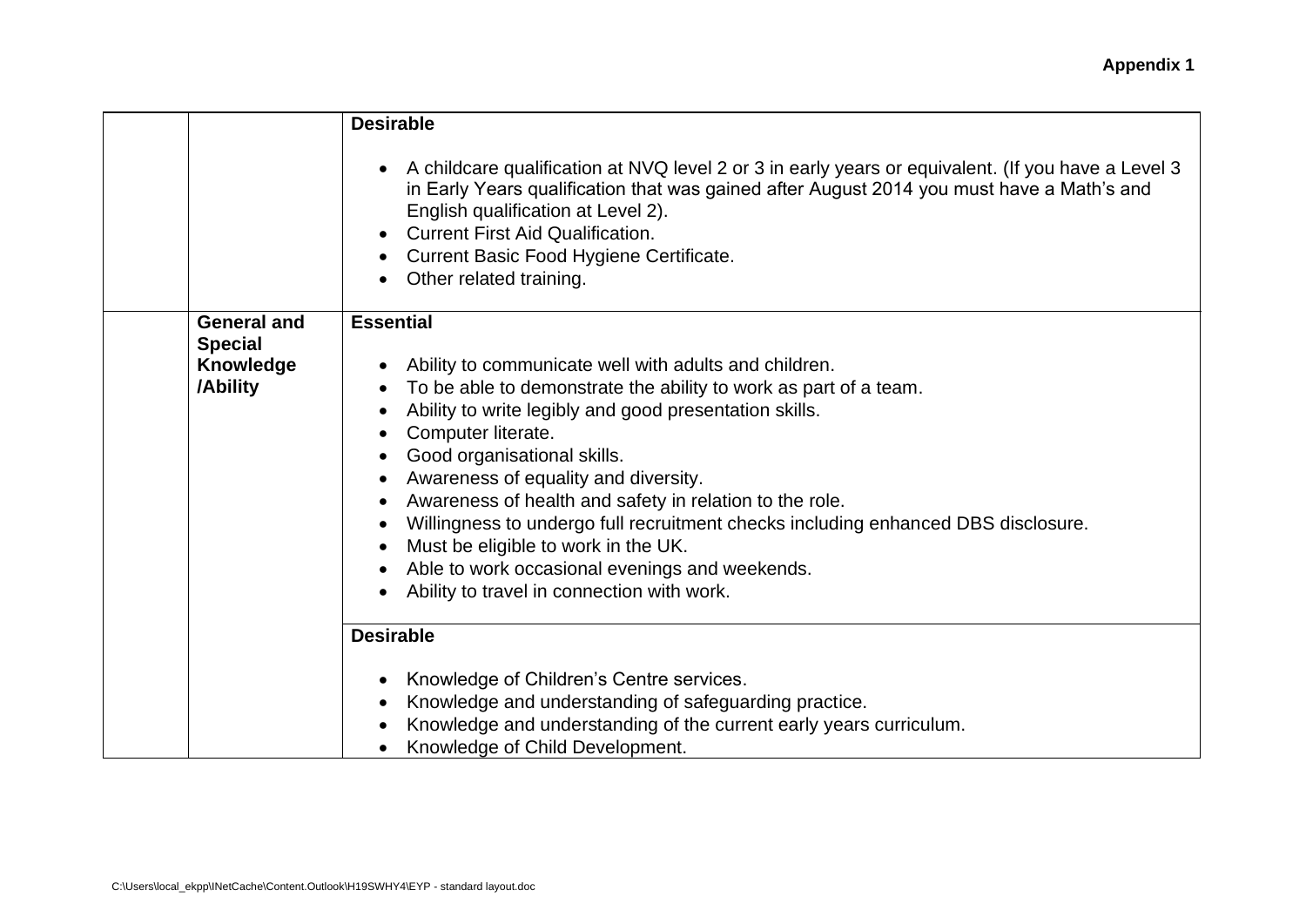| | | |
|---|---|---|
| | | **Desirable**<br><br>• A childcare qualification at NVQ level 2 or 3 in early years or equivalent. (If you have a Level 3 in Early Years qualification that was gained after August 2014 you must have a Math's and English qualification at Level 2).<br>• Current First Aid Qualification.<br>• Current Basic Food Hygiene Certificate.<br>• Other related training. |
| | **General and Special Knowledge /Ability** | **Essential**<br><br>• Ability to communicate well with adults and children.<br>• To be able to demonstrate the ability to work as part of a team.<br>• Ability to write legibly and good presentation skills.<br>• Computer literate.<br>• Good organisational skills.<br>• Awareness of equality and diversity.<br>• Awareness of health and safety in relation to the role.<br>• Willingness to undergo full recruitment checks including enhanced DBS disclosure.<br>• Must be eligible to work in the UK.<br>• Able to work occasional evenings and weekends.<br>• Ability to travel in connection with work. |
| | | **Desirable**<br><br>• Knowledge of Children's Centre services.<br>• Knowledge and understanding of safeguarding practice.<br>• Knowledge and understanding of the current early years curriculum.<br>• Knowledge of Child Development. |